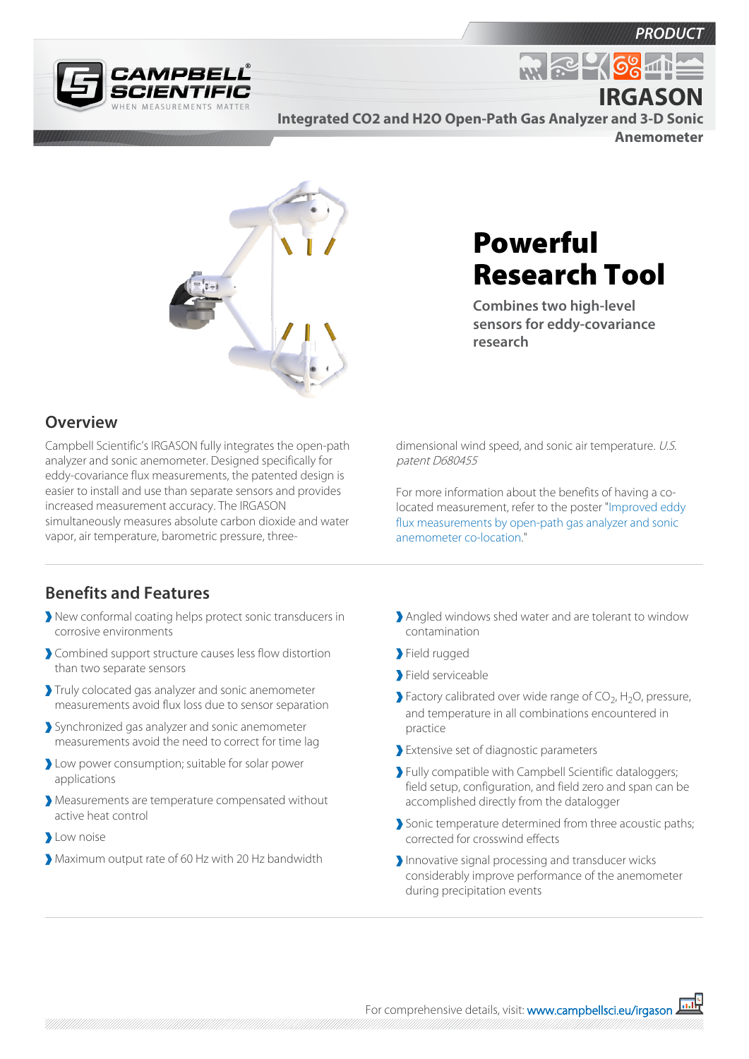PRODUCT

# IRGASON

## Integrated CO2 and H2O Open-Path Gas Analyzer and 3-D Sonic Anemometer

# Powerful Research Tool

**Combines two high-level sensors for eddy-covariance research**

## Overview

Campbell Scientific's IRGASON fully integrates the open-path analyzer and sonic anemometer. Designed specifically for eddy-covariance flux measurements, the patented design is easier to install and use than separate sensors and provides increased measurement accuracy. The IRGASON simultaneously measures absolute carbon dioxide and water vapor, air temperature, barometric pressure, three-dimensional wind speed, and sonic air temperature. *U.S. patent D680455*

For more information about the benefits of having a co-located measurement, refer to the poster "Improved eddy flux measurements by open-path gas analyzer and sonic anemometer co-location."

## Benefits and Features

- New conformal coating helps protect sonic transducers in corrosive environments
- Combined support structure causes less flow distortion than two separate sensors
- Truly colocated gas analyzer and sonic anemometer measurements avoid flux loss due to sensor separation
- Synchronized gas analyzer and sonic anemometer measurements avoid the need to correct for time lag
- Low power consumption; suitable for solar power applications
- Measurements are temperature compensated without active heat control
- Low noise
- Maximum output rate of 60 Hz with 20 Hz bandwidth
- Angled windows shed water and are tolerant to window contamination
- Field rugged
- Field serviceable
- Factory calibrated over wide range of $CO_2$, $H_2O$, pressure, and temperature in all combinations encountered in practice
- Extensive set of diagnostic parameters
- Fully compatible with Campbell Scientific dataloggers; field setup, configuration, and field zero and span can be accomplished directly from the datalogger
- Sonic temperature determined from three acoustic paths; corrected for crosswind effects
- Innovative signal processing and transducer wicks considerably improve performance of the anemometer during precipitation events

For comprehensive details, visit: www.campbellsci.eu/irgason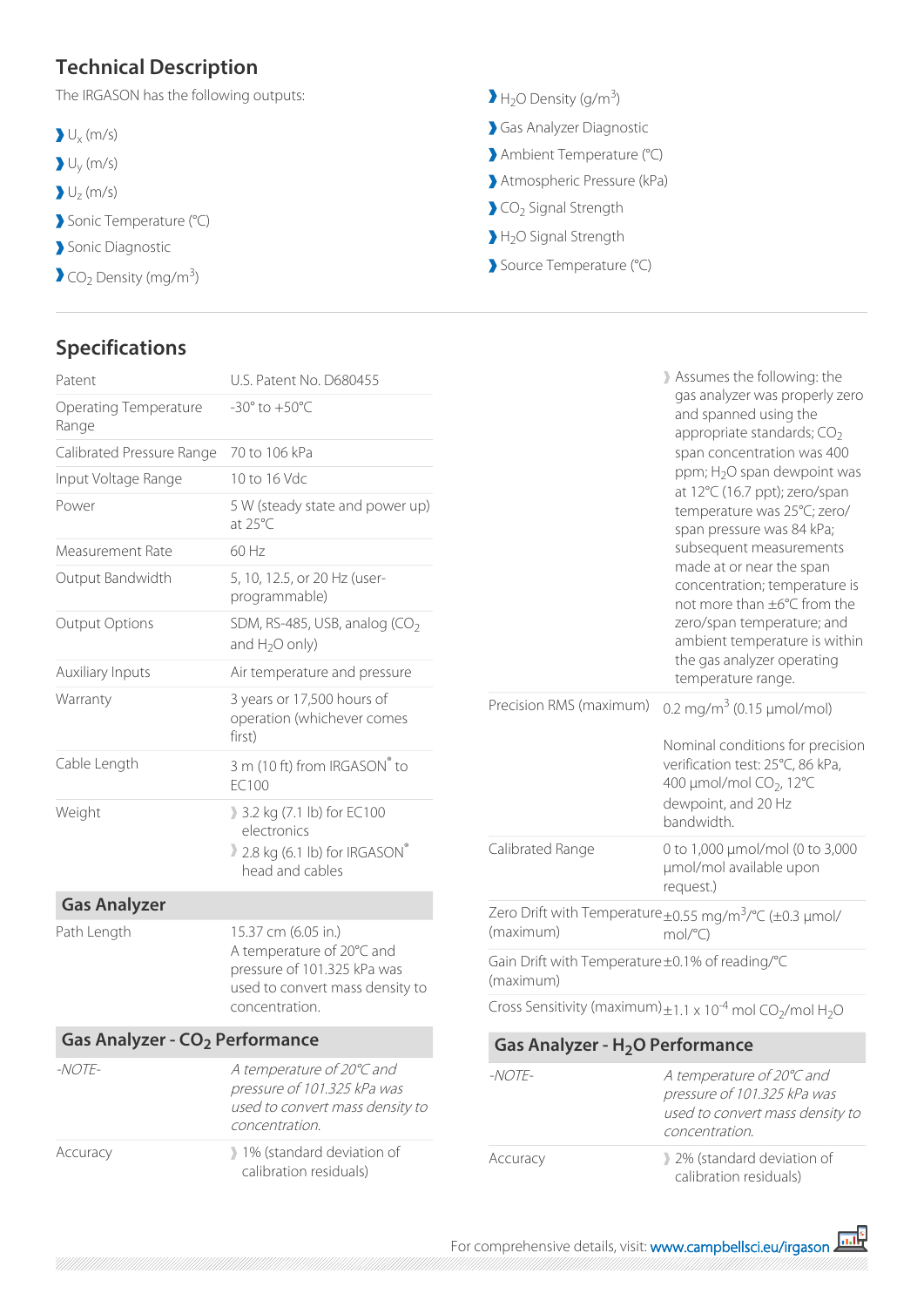## Technical Description

The IRGASON has the following outputs:

- $U_x$ (m/s)
- $U_y$ (m/s)
- $U_z$ (m/s)
- Sonic Temperature (°C)
- Sonic Diagnostic
- $CO_2$ Density (mg/m$^3$)
- $H_2O$ Density (g/m$^3$)
- Gas Analyzer Diagnostic
- Ambient Temperature (°C)
- Atmospheric Pressure (kPa)
- $CO_2$ Signal Strength
- $H_2O$ Signal Strength
- Source Temperature (°C)

## Specifications

| | |
|---|---|
| Patent | U.S. Patent No. D680455 |
| Operating Temperature Range | -30° to +50°C |
| Calibrated Pressure Range | 70 to 106 kPa |
| Input Voltage Range | 10 to 16 Vdc |
| Power | 5 W (steady state and power up) at 25°C |
| Measurement Rate | 60 Hz |
| Output Bandwidth | 5, 10, 12.5, or 20 Hz (user-programmable) |
| Output Options | SDM, RS-485, USB, analog ($CO_2$ and $H_2O$ only) |
| Auxiliary Inputs | Air temperature and pressure |
| Warranty | 3 years or 17,500 hours of operation (whichever comes first) |
| Cable Length | 3 m (10 ft) from IRGASON® to EC100 |
| Weight | 3.2 kg (7.1 lb) for EC100 electronics; 2.8 kg (6.1 lb) for IRGASON® head and cables |

### Gas Analyzer

| | |
|---|---|
| Path Length | 15.37 cm (6.05 in.) A temperature of 20°C and pressure of 101.325 kPa was used to convert mass density to concentration. |

### Gas Analyzer - $CO_2$ Performance

| | |
|---|---|
| *-NOTE-* | *A temperature of 20°C and pressure of 101.325 kPa was used to convert mass density to concentration.* |
| Accuracy | 1% (standard deviation of calibration residuals); Assumes the following: the gas analyzer was properly zero and spanned using the appropriate standards; $CO_2$ span concentration was 400 ppm; $H_2O$ span dewpoint was at 12°C (16.7 ppt); zero/span temperature was 25°C; zero/span pressure was 84 kPa; subsequent measurements made at or near the span concentration; temperature is not more than ±6°C from the zero/span temperature; and ambient temperature is within the gas analyzer operating temperature range. |
| Precision RMS (maximum) | 0.2 mg/m$^3$ (0.15 µmol/mol) Nominal conditions for precision verification test: 25°C, 86 kPa, 400 µmol/mol $CO_2$, 12°C dewpoint, and 20 Hz bandwidth. |
| Calibrated Range | 0 to 1,000 µmol/mol (0 to 3,000 µmol/mol available upon request.) |
| Zero Drift with Temperature (maximum) | ±0.55 mg/m$^3$/°C (±0.3 µmol/mol/°C) |
| Gain Drift with Temperature (maximum) | ±0.1% of reading/°C |
| Cross Sensitivity (maximum) | ±1.1 x $10^{-4}$ mol $CO_2$/mol $H_2O$ |

### Gas Analyzer - $H_2O$ Performance

| | |
|---|---|
| *-NOTE-* | *A temperature of 20°C and pressure of 101.325 kPa was used to convert mass density to concentration.* |
| Accuracy | 2% (standard deviation of calibration residuals) |

For comprehensive details, visit: www.campbellsci.eu/irgason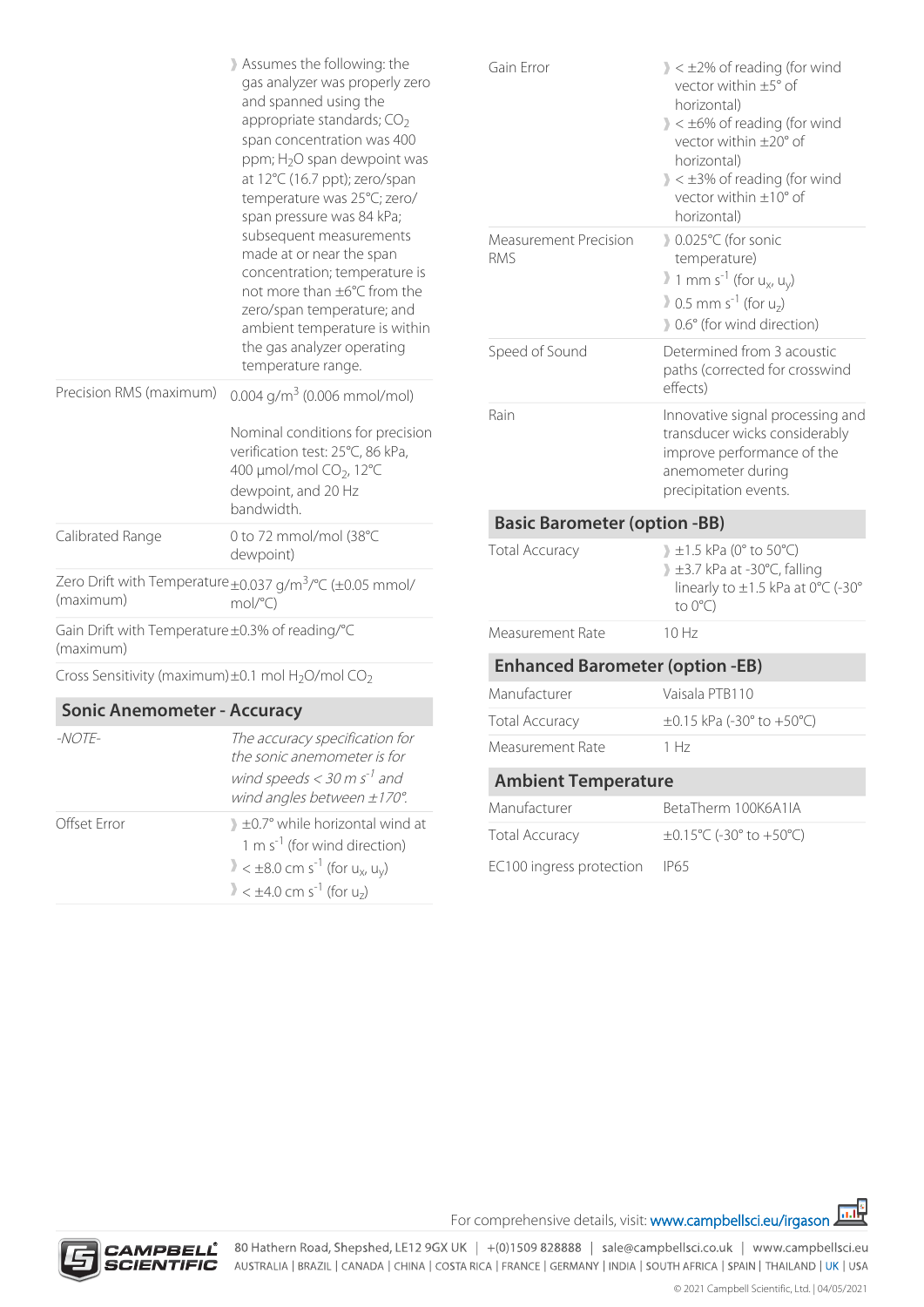| | |
|---|---|
| | Assumes the following: the gas analyzer was properly zero and spanned using the appropriate standards; $CO_2$ span concentration was 400 ppm; $H_2O$ span dewpoint was at 12°C (16.7 ppt); zero/span temperature was 25°C; zero/span pressure was 84 kPa; subsequent measurements made at or near the span concentration; temperature is not more than ±6°C from the zero/span temperature; and ambient temperature is within the gas analyzer operating temperature range. |
| Precision RMS (maximum) | 0.004 g/m$^3$ (0.006 mmol/mol)<br><br>Nominal conditions for precision verification test: 25°C, 86 kPa, 400 µmol/mol $CO_2$, 12°C dewpoint, and 20 Hz bandwidth. |
| Calibrated Range | 0 to 72 mmol/mol (38°C dewpoint) |
| Zero Drift with Temperature (maximum) | ±0.037 g/m$^3$/°C (±0.05 mmol/mol/°C) |
| Gain Drift with Temperature (maximum) | ±0.3% of reading/°C |
| Cross Sensitivity (maximum) | ±0.1 mol $H_2O$/mol $CO_2$ |

## Sonic Anemometer - Accuracy

| | |
|---|---|
| *-NOTE-* | *The accuracy specification for the sonic anemometer is for wind speeds < 30 m s$^{-1}$ and wind angles between ±170°.* |
| Offset Error | ±0.7° while horizontal wind at 1 m s$^{-1}$ (for wind direction)<br>< ±8.0 cm s$^{-1}$ (for $u_x$, $u_y$)<br>< ±4.0 cm s$^{-1}$ (for $u_z$) |
| Gain Error | < ±2% of reading (for wind vector within ±5° of horizontal)<br>< ±6% of reading (for wind vector within ±20° of horizontal)<br>< ±3% of reading (for wind vector within ±10° of horizontal) |
| Measurement Precision RMS | 0.025°C (for sonic temperature)<br>1 mm s$^{-1}$ (for $u_x$, $u_y$)<br>0.5 mm s$^{-1}$ (for $u_z$)<br>0.6° (for wind direction) |
| Speed of Sound | Determined from 3 acoustic paths (corrected for crosswind effects) |
| Rain | Innovative signal processing and transducer wicks considerably improve performance of the anemometer during precipitation events. |

## Basic Barometer (option -BB)

| | |
|---|---|
| Total Accuracy | ±1.5 kPa (0° to 50°C)<br>±3.7 kPa at -30°C, falling linearly to ±1.5 kPa at 0°C (-30° to 0°C) |
| Measurement Rate | 10 Hz |

## Enhanced Barometer (option -EB)

| | |
|---|---|
| Manufacturer | Vaisala PTB110 |
| Total Accuracy | ±0.15 kPa (-30° to +50°C) |
| Measurement Rate | 1 Hz |

## Ambient Temperature

| | |
|---|---|
| Manufacturer | BetaTherm 100K6A1IA |
| Total Accuracy | ±0.15°C (-30° to +50°C) |
| EC100 ingress protection | IP65 |

For comprehensive details, visit: www.campbellsci.eu/irgason